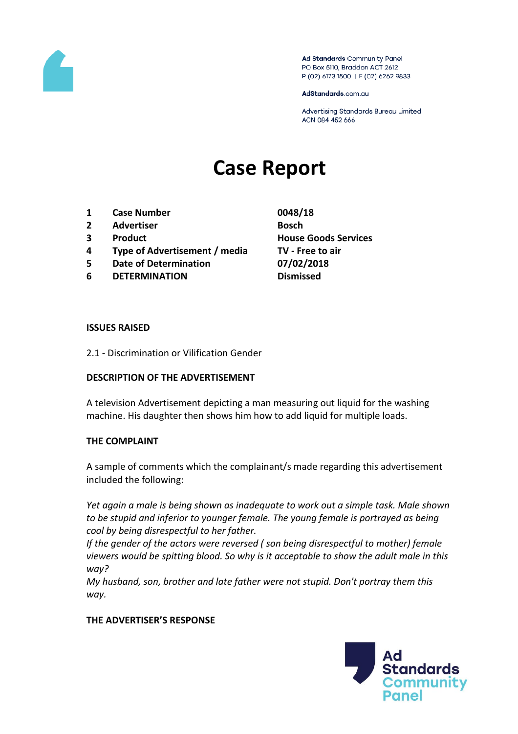Ad Standards Community Panel
PO Box 5110, Braddon ACT 2612
P (02) 6173 1500 | F (02) 6262 9833

AdStandards.com.au

Advertising Standards Bureau Limited
ACN 084 452 666

# Case Report

| | | |
|---|---|---|
| 1 | **Case Number** | **0048/18** |
| 2 | **Advertiser** | **Bosch** |
| 3 | **Product** | **House Goods Services** |
| 4 | **Type of Advertisement / media** | **TV - Free to air** |
| 5 | **Date of Determination** | **07/02/2018** |
| 6 | **DETERMINATION** | **Dismissed** |

**ISSUES RAISED**

2.1 - Discrimination or Vilification Gender

**DESCRIPTION OF THE ADVERTISEMENT**

A television Advertisement depicting a man measuring out liquid for the washing machine. His daughter then shows him how to add liquid for multiple loads.

**THE COMPLAINT**

A sample of comments which the complainant/s made regarding this advertisement included the following:

*Yet again a male is being shown as inadequate to work out a simple task. Male shown to be stupid and inferior to younger female. The young female is portrayed as being cool by being disrespectful to her father.*
*If the gender of the actors were reversed ( son being disrespectful to mother) female viewers would be spitting blood. So why is it acceptable to show the adult male in this way?*
*My husband, son, brother and late father were not stupid. Don't portray them this way.*

**THE ADVERTISER'S RESPONSE**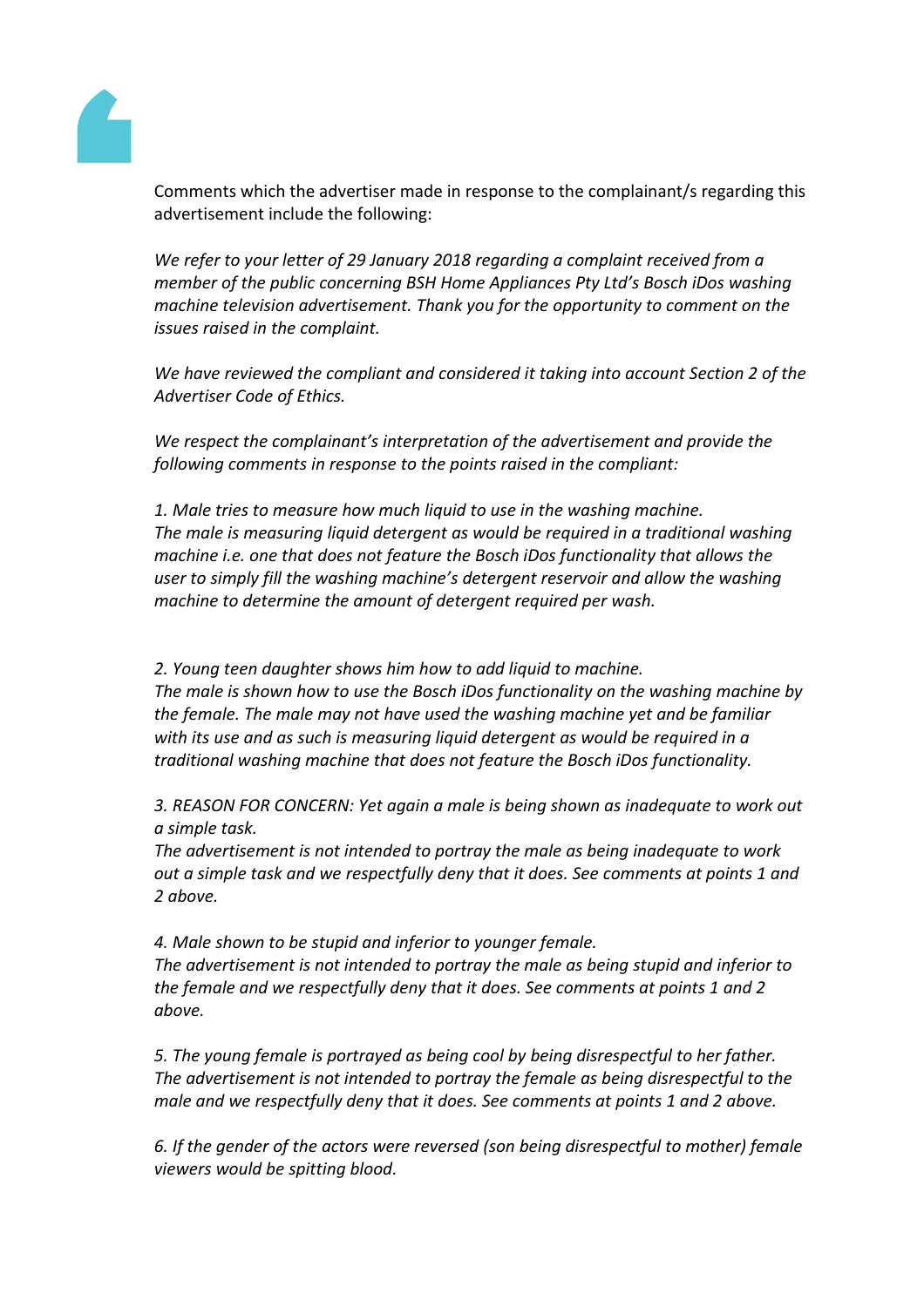Comments which the advertiser made in response to the complainant/s regarding this advertisement include the following:

*We refer to your letter of 29 January 2018 regarding a complaint received from a member of the public concerning BSH Home Appliances Pty Ltd's Bosch iDos washing machine television advertisement. Thank you for the opportunity to comment on the issues raised in the complaint.*

*We have reviewed the compliant and considered it taking into account Section 2 of the Advertiser Code of Ethics.*

*We respect the complainant's interpretation of the advertisement and provide the following comments in response to the points raised in the compliant:*

*1. Male tries to measure how much liquid to use in the washing machine.*
*The male is measuring liquid detergent as would be required in a traditional washing machine i.e. one that does not feature the Bosch iDos functionality that allows the user to simply fill the washing machine's detergent reservoir and allow the washing machine to determine the amount of detergent required per wash.*

*2. Young teen daughter shows him how to add liquid to machine.*
*The male is shown how to use the Bosch iDos functionality on the washing machine by the female. The male may not have used the washing machine yet and be familiar with its use and as such is measuring liquid detergent as would be required in a traditional washing machine that does not feature the Bosch iDos functionality.*

*3. REASON FOR CONCERN: Yet again a male is being shown as inadequate to work out a simple task.*
*The advertisement is not intended to portray the male as being inadequate to work out a simple task and we respectfully deny that it does. See comments at points 1 and 2 above.*

*4. Male shown to be stupid and inferior to younger female.*
*The advertisement is not intended to portray the male as being stupid and inferior to the female and we respectfully deny that it does. See comments at points 1 and 2 above.*

*5. The young female is portrayed as being cool by being disrespectful to her father.*
*The advertisement is not intended to portray the female as being disrespectful to the male and we respectfully deny that it does. See comments at points 1 and 2 above.*

*6. If the gender of the actors were reversed (son being disrespectful to mother) female viewers would be spitting blood.*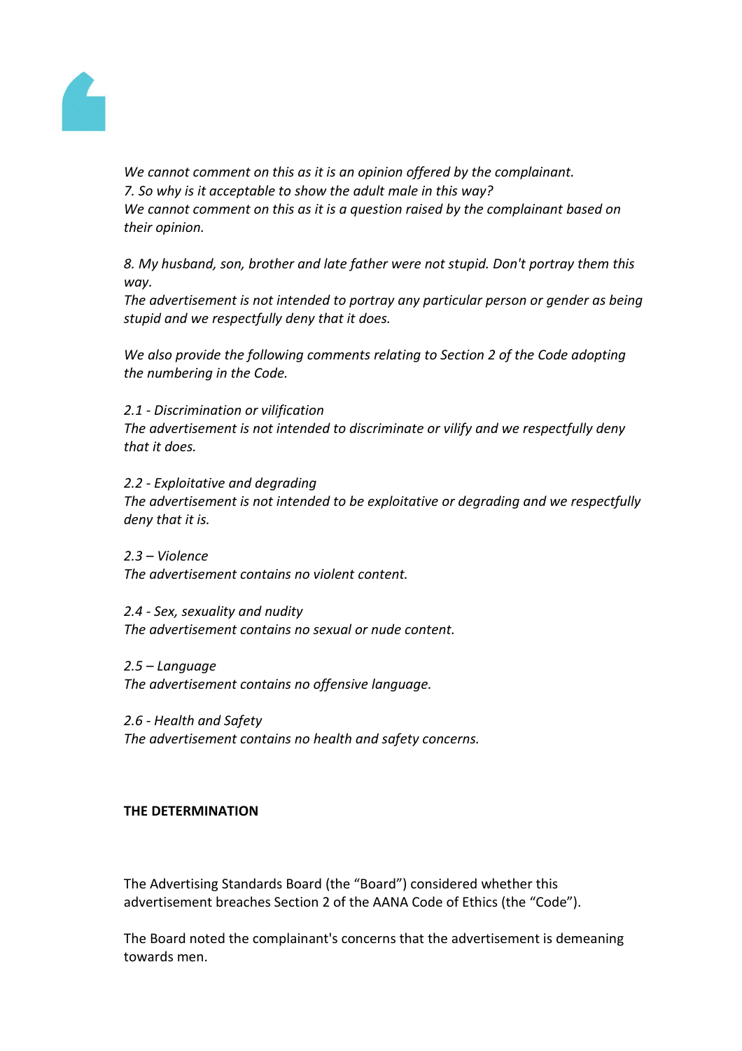*We cannot comment on this as it is an opinion offered by the complainant.*
*7. So why is it acceptable to show the adult male in this way?*
*We cannot comment on this as it is a question raised by the complainant based on their opinion.*

*8. My husband, son, brother and late father were not stupid. Don't portray them this way.*
*The advertisement is not intended to portray any particular person or gender as being stupid and we respectfully deny that it does.*

*We also provide the following comments relating to Section 2 of the Code adopting the numbering in the Code.*

*2.1 - Discrimination or vilification*
*The advertisement is not intended to discriminate or vilify and we respectfully deny that it does.*

*2.2 - Exploitative and degrading*
*The advertisement is not intended to be exploitative or degrading and we respectfully deny that it is.*

*2.3 – Violence*
*The advertisement contains no violent content.*

*2.4 - Sex, sexuality and nudity*
*The advertisement contains no sexual or nude content.*

*2.5 – Language*
*The advertisement contains no offensive language.*

*2.6 - Health and Safety*
*The advertisement contains no health and safety concerns.*

**THE DETERMINATION**

The Advertising Standards Board (the "Board") considered whether this advertisement breaches Section 2 of the AANA Code of Ethics (the "Code").

The Board noted the complainant's concerns that the advertisement is demeaning towards men.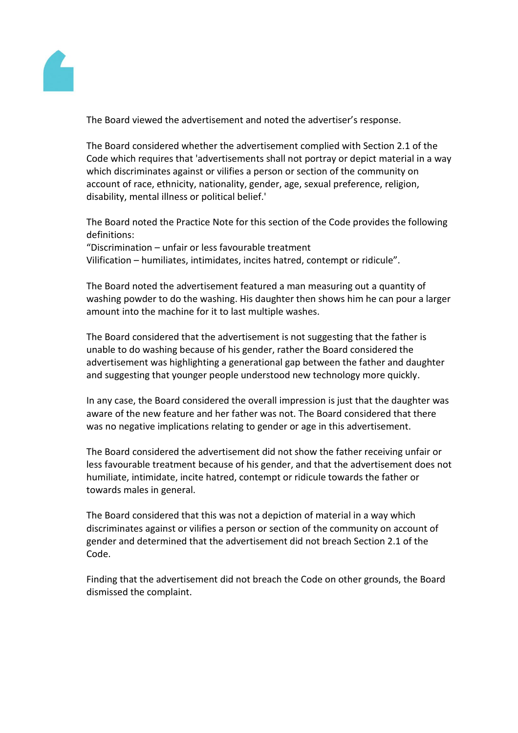The Board viewed the advertisement and noted the advertiser's response.

The Board considered whether the advertisement complied with Section 2.1 of the Code which requires that 'advertisements shall not portray or depict material in a way which discriminates against or vilifies a person or section of the community on account of race, ethnicity, nationality, gender, age, sexual preference, religion, disability, mental illness or political belief.'

The Board noted the Practice Note for this section of the Code provides the following definitions:
"Discrimination – unfair or less favourable treatment
Vilification – humiliates, intimidates, incites hatred, contempt or ridicule".

The Board noted the advertisement featured a man measuring out a quantity of washing powder to do the washing. His daughter then shows him he can pour a larger amount into the machine for it to last multiple washes.

The Board considered that the advertisement is not suggesting that the father is unable to do washing because of his gender, rather the Board considered the advertisement was highlighting a generational gap between the father and daughter and suggesting that younger people understood new technology more quickly.

In any case, the Board considered the overall impression is just that the daughter was aware of the new feature and her father was not. The Board considered that there was no negative implications relating to gender or age in this advertisement.

The Board considered the advertisement did not show the father receiving unfair or less favourable treatment because of his gender, and that the advertisement does not humiliate, intimidate, incite hatred, contempt or ridicule towards the father or towards males in general.

The Board considered that this was not a depiction of material in a way which discriminates against or vilifies a person or section of the community on account of gender and determined that the advertisement did not breach Section 2.1 of the Code.

Finding that the advertisement did not breach the Code on other grounds, the Board dismissed the complaint.